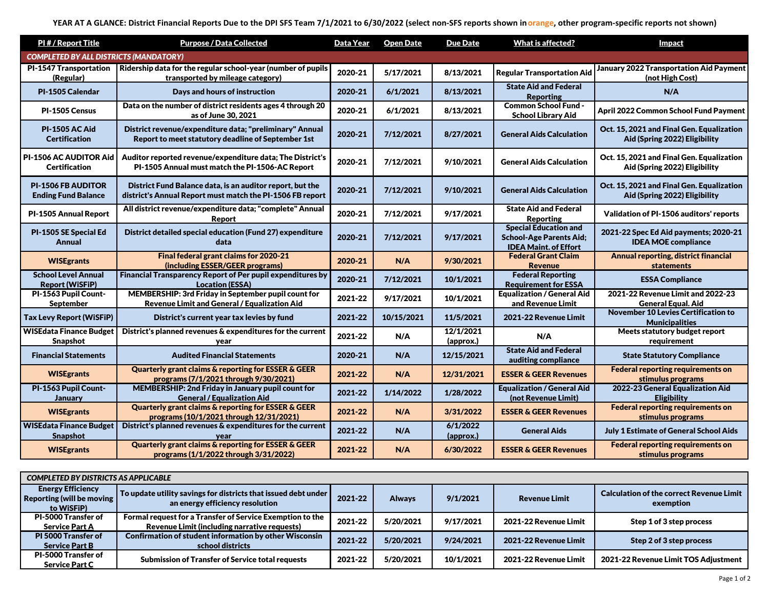**YEAR AT A GLANCE: District Financial Reports Due to the DPI SFS Team 7/1/2021 to 6/30/2022 (select non-SFS reports shown in orange, other program-specific reports not shown)**

| PI # / Report Title | Purpose / Data Collected | Data Year | Open Date | Due Date | What is affected? | Impact |
|---|---|---|---|---|---|---|
| *COMPLETED BY ALL DISTRICTS (MANDATORY)* | | | | | | |
| PI-1547 Transportation (Regular) | Ridership data for the regular school-year (number of pupils transported by mileage category) | 2020-21 | 5/17/2021 | 8/13/2021 | Regular Transportation Aid | January 2022 Transportation Aid Payment (not High Cost) |
| PI-1505 Calendar | Days and hours of instruction | 2020-21 | 6/1/2021 | 8/13/2021 | State Aid and Federal Reporting | N/A |
| PI-1505 Census | Data on the number of district residents ages 4 through 20 as of June 30, 2021 | 2020-21 | 6/1/2021 | 8/13/2021 | Common School Fund - School Library Aid | April 2022 Common School Fund Payment |
| PI-1505 AC Aid Certification | District revenue/expenditure data; "preliminary" Annual Report to meet statutory deadline of September 1st | 2020-21 | 7/12/2021 | 8/27/2021 | General Aids Calculation | Oct. 15, 2021 and Final Gen. Equalization Aid (Spring 2022) Eligibility |
| PI-1506 AC AUDITOR Aid Certification | Auditor reported revenue/expenditure data; The District's PI-1505 Annual must match the PI-1506-AC Report | 2020-21 | 7/12/2021 | 9/10/2021 | General Aids Calculation | Oct. 15, 2021 and Final Gen. Equalization Aid (Spring 2022) Eligibility |
| PI-1506 FB AUDITOR Ending Fund Balance | District Fund Balance data, is an auditor report, but the district's Annual Report must match the PI-1506 FB report | 2020-21 | 7/12/2021 | 9/10/2021 | General Aids Calculation | Oct. 15, 2021 and Final Gen. Equalization Aid (Spring 2022) Eligibility |
| PI-1505 Annual Report | All district revenue/expenditure data; "complete" Annual Report | 2020-21 | 7/12/2021 | 9/17/2021 | State Aid and Federal Reporting | Validation of PI-1506 auditors' reports |
| PI-1505 SE Special Ed Annual | District detailed special education (Fund 27) expenditure data | 2020-21 | 7/12/2021 | 9/17/2021 | Special Education and School-Age Parents Aid; IDEA Maint. of Effort | 2021-22 Spec Ed Aid payments; 2020-21 IDEA MOE compliance |
| WISEgrants | Final federal grant claims for 2020-21 (including ESSER/GEER programs) | 2020-21 | N/A | 9/30/2021 | Federal Grant Claim Revenue | Annual reporting, district financial statements |
| School Level Annual Report (WiSFiP) | Financial Transparency Report of Per pupil expenditures by Location (ESSA) | 2020-21 | 7/12/2021 | 10/1/2021 | Federal Reporting Requirement for ESSA | ESSA Compliance |
| PI-1563 Pupil Count-September | MEMBERSHIP: 3rd Friday in September pupil count for Revenue Limit and General / Equalization Aid | 2021-22 | 9/17/2021 | 10/1/2021 | Equalization / General Aid and Revenue Limit | 2021-22 Revenue Limit and 2022-23 General Equal. Aid |
| Tax Levy Report (WiSFiP) | District's current year tax levies by fund | 2021-22 | 10/15/2021 | 11/5/2021 | 2021-22 Revenue Limit | November 10 Levies Certification to Municipalities |
| WISEdata Finance Budget Snapshot | District's planned revenues & expenditures for the current year | 2021-22 | N/A | 12/1/2021 (approx.) | N/A | Meets statutory budget report requirement |
| Financial Statements | Audited Financial Statements | 2020-21 | N/A | 12/15/2021 | State Aid and Federal auditing compliance | State Statutory Compliance |
| WISEgrants | Quarterly grant claims & reporting for ESSER & GEER programs (7/1/2021 through 9/30/2021) | 2021-22 | N/A | 12/31/2021 | ESSER & GEER Revenues | Federal reporting requirements on stimulus programs |
| PI-1563 Pupil Count-January | MEMBERSHIP: 2nd Friday in January pupil count for General / Equalization Aid | 2021-22 | 1/14/2022 | 1/28/2022 | Equalization / General Aid (not Revenue Limit) | 2022-23 General Equalization Aid Eligibility |
| WISEgrants | Quarterly grant claims & reporting for ESSER & GEER programs (10/1/2021 through 12/31/2021) | 2021-22 | N/A | 3/31/2022 | ESSER & GEER Revenues | Federal reporting requirements on stimulus programs |
| WISEdata Finance Budget Snapshot | District's planned revenues & expenditures for the current year | 2021-22 | N/A | 6/1/2022 (approx.) | General Aids | July 1 Estimate of General School Aids |
| WISEgrants | Quarterly grant claims & reporting for ESSER & GEER programs (1/1/2022 through 3/31/2022) | 2021-22 | N/A | 6/30/2022 | ESSER & GEER Revenues | Federal reporting requirements on stimulus programs |

| *COMPLETED BY DISTRICTS AS APPLICABLE* | | | | | | |
|---|---|---|---|---|---|---|
| Energy Efficiency Reporting (will be moving to WiSFiP) | To update utility savings for districts that issued debt under an energy efficiency resolution | 2021-22 | Always | 9/1/2021 | Revenue Limit | Calculation of the correct Revenue Limit exemption |
| PI-5000 Transfer of Service Part A | Formal request for a Transfer of Service Exemption to the Revenue Limit (including narrative requests) | 2021-22 | 5/20/2021 | 9/17/2021 | 2021-22 Revenue Limit | Step 1 of 3 step process |
| PI 5000 Transfer of Service Part B | Confirmation of student information by other Wisconsin school districts | 2021-22 | 5/20/2021 | 9/24/2021 | 2021-22 Revenue Limit | Step 2 of 3 step process |
| PI-5000 Transfer of Service Part C | Submission of Transfer of Service total requests | 2021-22 | 5/20/2021 | 10/1/2021 | 2021-22 Revenue Limit | 2021-22 Revenue Limit TOS Adjustment |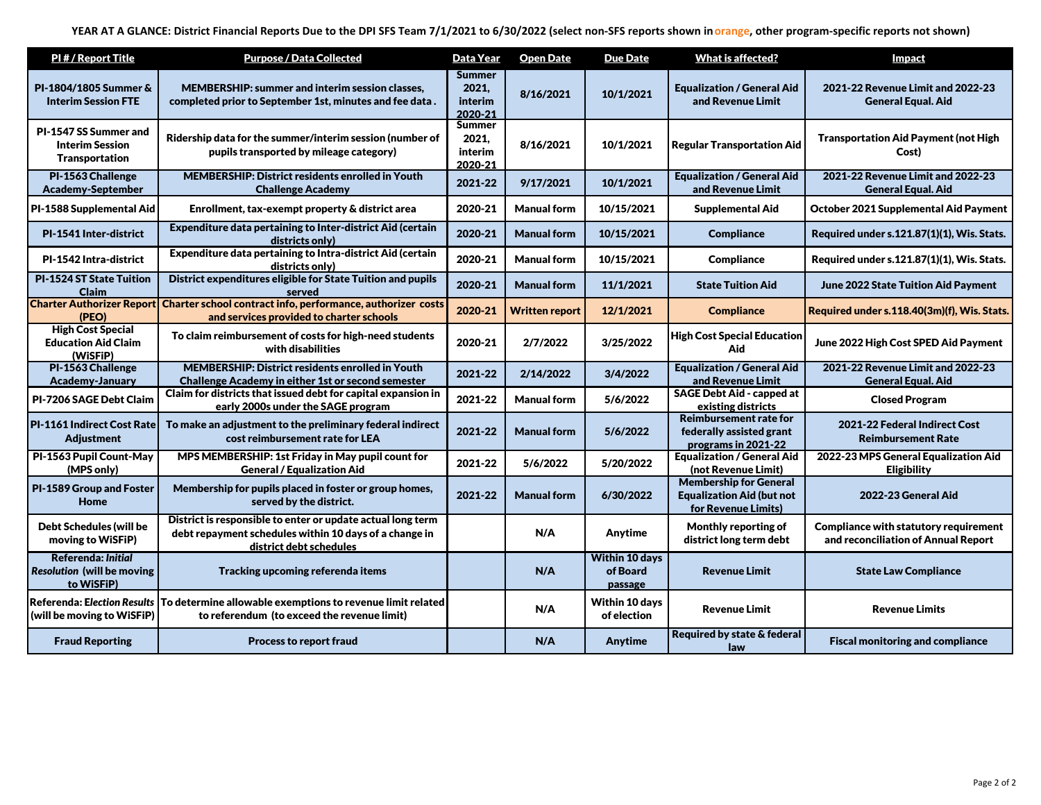**YEAR AT A GLANCE: District Financial Reports Due to the DPI SFS Team 7/1/2021 to 6/30/2022 (select non-SFS reports shown in orange, other program-specific reports not shown)**

| PI # / Report Title | Purpose / Data Collected | Data Year | Open Date | Due Date | What is affected? | Impact |
|---|---|---|---|---|---|---|
| PI-1804/1805 Summer & Interim Session FTE | MEMBERSHIP: summer and interim session classes, completed prior to September 1st, minutes and fee data. | Summer 2021, interim 2020-21 | 8/16/2021 | 10/1/2021 | Equalization / General Aid and Revenue Limit | 2021-22 Revenue Limit and 2022-23 General Equal. Aid |
| PI-1547 SS Summer and Interim Session Transportation | Ridership data for the summer/interim session (number of pupils transported by mileage category) | Summer 2021, interim 2020-21 | 8/16/2021 | 10/1/2021 | Regular Transportation Aid | Transportation Aid Payment (not High Cost) |
| PI-1563 Challenge Academy-September | MEMBERSHIP: District residents enrolled in Youth Challenge Academy | 2021-22 | 9/17/2021 | 10/1/2021 | Equalization / General Aid and Revenue Limit | 2021-22 Revenue Limit and 2022-23 General Equal. Aid |
| PI-1588 Supplemental Aid | Enrollment, tax-exempt property & district area | 2020-21 | Manual form | 10/15/2021 | Supplemental Aid | October 2021 Supplemental Aid Payment |
| PI-1541 Inter-district | Expenditure data pertaining to Inter-district Aid (certain districts only) | 2020-21 | Manual form | 10/15/2021 | Compliance | Required under s.121.87(1)(1), Wis. Stats. |
| PI-1542 Intra-district | Expenditure data pertaining to Intra-district Aid (certain districts only) | 2020-21 | Manual form | 10/15/2021 | Compliance | Required under s.121.87(1)(1), Wis. Stats. |
| PI-1524 ST State Tuition Claim | District expenditures eligible for State Tuition and pupils served | 2020-21 | Manual form | 11/1/2021 | State Tuition Aid | June 2022 State Tuition Aid Payment |
| Charter Authorizer Report (PEO) | Charter school contract info, performance, authorizer costs and services provided to charter schools | 2020-21 | Written report | 12/1/2021 | Compliance | Required under s.118.40(3m)(f), Wis. Stats. |
| High Cost Special Education Aid Claim (WiSFiP) | To claim reimbursement of costs for high-need students with disabilities | 2020-21 | 2/7/2022 | 3/25/2022 | High Cost Special Education Aid | June 2022 High Cost SPED Aid Payment |
| PI-1563 Challenge Academy-January | MEMBERSHIP: District residents enrolled in Youth Challenge Academy in either 1st or second semester | 2021-22 | 2/14/2022 | 3/4/2022 | Equalization / General Aid and Revenue Limit | 2021-22 Revenue Limit and 2022-23 General Equal. Aid |
| PI-7206 SAGE Debt Claim | Claim for districts that issued debt for capital expansion in early 2000s under the SAGE program | 2021-22 | Manual form | 5/6/2022 | SAGE Debt Aid - capped at existing districts | Closed Program |
| PI-1161 Indirect Cost Rate Adjustment | To make an adjustment to the preliminary federal indirect cost reimbursement rate for LEA | 2021-22 | Manual form | 5/6/2022 | Reimbursement rate for federally assisted grant programs in 2021-22 | 2021-22 Federal Indirect Cost Reimbursement Rate |
| PI-1563 Pupil Count-May (MPS only) | MPS MEMBERSHIP: 1st Friday in May pupil count for General / Equalization Aid | 2021-22 | 5/6/2022 | 5/20/2022 | Equalization / General Aid (not Revenue Limit) | 2022-23 MPS General Equalization Aid Eligibility |
| PI-1589 Group and Foster Home | Membership for pupils placed in foster or group homes, served by the district. | 2021-22 | Manual form | 6/30/2022 | Membership for General Equalization Aid (but not for Revenue Limits) | 2022-23 General Aid |
| Debt Schedules (will be moving to WiSFiP) | District is responsible to enter or update actual long term debt repayment schedules within 10 days of a change in district debt schedules | | N/A | Anytime | Monthly reporting of district long term debt | Compliance with statutory requirement and reconciliation of Annual Report |
| Referenda: *Initial Resolution* (will be moving to WiSFiP) | Tracking upcoming referenda items | | N/A | Within 10 days of Board passage | Revenue Limit | State Law Compliance |
| Referenda: *Election Results* (will be moving to WiSFiP) | To determine allowable exemptions to revenue limit related to referendum (to exceed the revenue limit) | | N/A | Within 10 days of election | Revenue Limit | Revenue Limits |
| Fraud Reporting | Process to report fraud | | N/A | Anytime | Required by state & federal law | Fiscal monitoring and compliance |